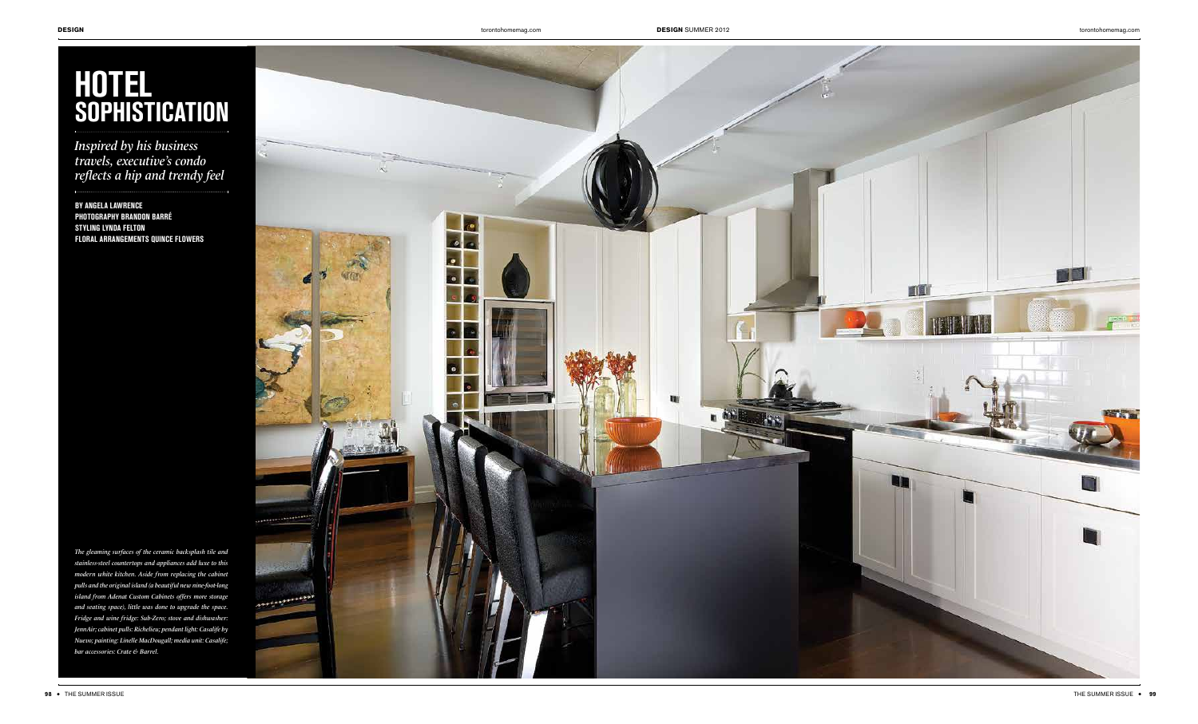# HOTEL SOPHISTICATION

*Inspired by his business travels, executive's condo reflects a hip and trendy feel*

**BY ANGELA LAWRENCE**
**PHOTOGRAPHY BRANDON BARRÉ**
**STYLING LYNDA FELTON**
**FLORAL ARRANGEMENTS QUINCE FLOWERS**

*The gleaming surfaces of the ceramic backsplash tile and stainless-steel countertops and appliances add luxe to this modern white kitchen. Aside from replacing the cabinet pulls and the original island (a beautiful new nine-foot-long island from Adenat Custom Cabinets offers more storage and seating space), little was done to upgrade the space. Fridge and wine fridge: Sub-Zero; stove and dishwasher: JennAir; cabinet pulls: Richelieu; pendant light: Casalife by Nuevo; painting: Linelle MacDougall; media unit: Casalife; bar accessories: Crate & Barrel.*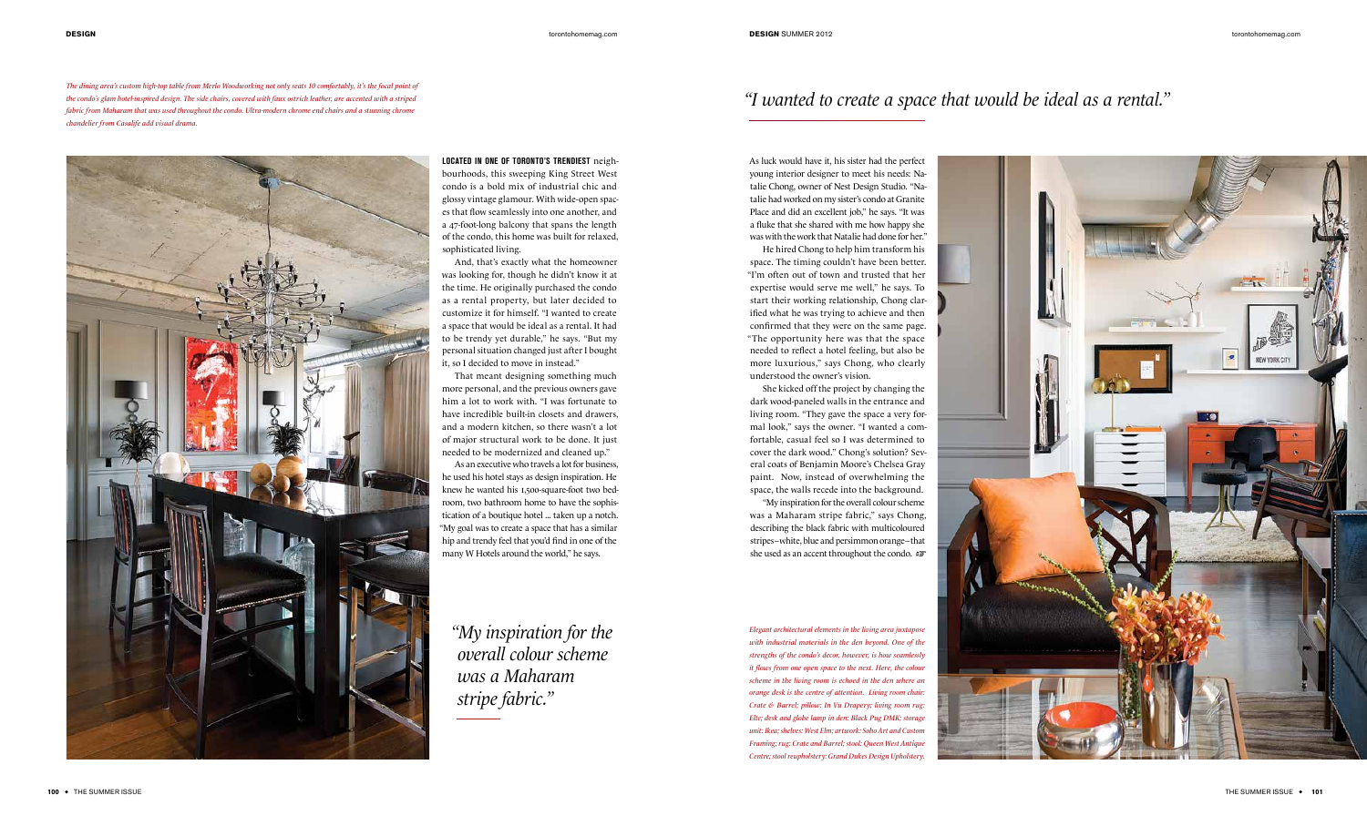*The dining area's custom high-top table from Merlo Woodworking not only seats 10 comfortably, it's the focal point of the condo's glam hotel-inspired design. The side chairs, covered with faux ostrich leather, are accented with a striped fabric from Maharam that was used throughout the condo. Ultra-modern chrome end chairs and a stunning chrome chandelier from Casalife add visual drama.*

**LOCATED IN ONE OF TORONTO'S TRENDIEST** neighbourhoods, this sweeping King Street West condo is a bold mix of industrial chic and glossy vintage glamour. With wide-open spaces that flow seamlessly into one another, and a 47-foot-long balcony that spans the length of the condo, this home was built for relaxed, sophisticated living.

And, that's exactly what the homeowner was looking for, though he didn't know it at the time. He originally purchased the condo as a rental property, but later decided to customize it for himself. "I wanted to create a space that would be ideal as a rental. It had to be trendy yet durable," he says. "But my personal situation changed just after I bought it, so I decided to move in instead."

That meant designing something much more personal, and the previous owners gave him a lot to work with. "I was fortunate to have incredible built-in closets and drawers, and a modern kitchen, so there wasn't a lot of major structural work to be done. It just needed to be modernized and cleaned up."

As an executive who travels a lot for business, he used his hotel stays as design inspiration. He knew he wanted his 1,500-square-foot two bedroom, two bathroom home to have the sophistication of a boutique hotel ... taken up a notch. "My goal was to create a space that has a similar hip and trendy feel that you'd find in one of the many W Hotels around the world," he says.

*"My inspiration for the overall colour scheme was a Maharam stripe fabric."*

*"I wanted to create a space that would be ideal as a rental."*

As luck would have it, his sister had the perfect young interior designer to meet his needs: Natalie Chong, owner of Nest Design Studio. "Natalie had worked on my sister's condo at Granite Place and did an excellent job," he says. "It was a fluke that she shared with me how happy she was with the work that Natalie had done for her."

He hired Chong to help him transform his space. The timing couldn't have been better. "I'm often out of town and trusted that her expertise would serve me well," he says. To start their working relationship, Chong clarified what he was trying to achieve and then confirmed that they were on the same page. "The opportunity here was that the space needed to reflect a hotel feeling, but also be more luxurious," says Chong, who clearly understood the owner's vision.

She kicked off the project by changing the dark wood-paneled walls in the entrance and living room. "They gave the space a very formal look," says the owner. "I wanted a comfortable, casual feel so I was determined to cover the dark wood." Chong's solution? Several coats of Benjamin Moore's Chelsea Gray paint. Now, instead of overwhelming the space, the walls recede into the background.

"My inspiration for the overall colour scheme was a Maharam stripe fabric," says Chong, describing the black fabric with multicoloured stripes–white, blue and persimmon orange–that she used as an accent throughout the condo. ☞

*Elegant architectural elements in the living area juxtapose with industrial materials in the den beyond. One of the strengths of the condo's decor, however, is how seamlessly it flows from one open space to the next. Here, the colour scheme in the living room is echoed in the den where an orange desk is the centre of attention. Living room chair: Crate & Barrel; pillow: In Vu Drapery; living room rug: Elte; desk and globe lamp in den: Black Pug DMK; storage unit: Ikea; shelves: West Elm; artwork: Soho Art and Custom Framing; rug: Crate and Barrel; stool: Queen West Antique Centre; stool reupholstery: Grand Dukes Design Upholstery.*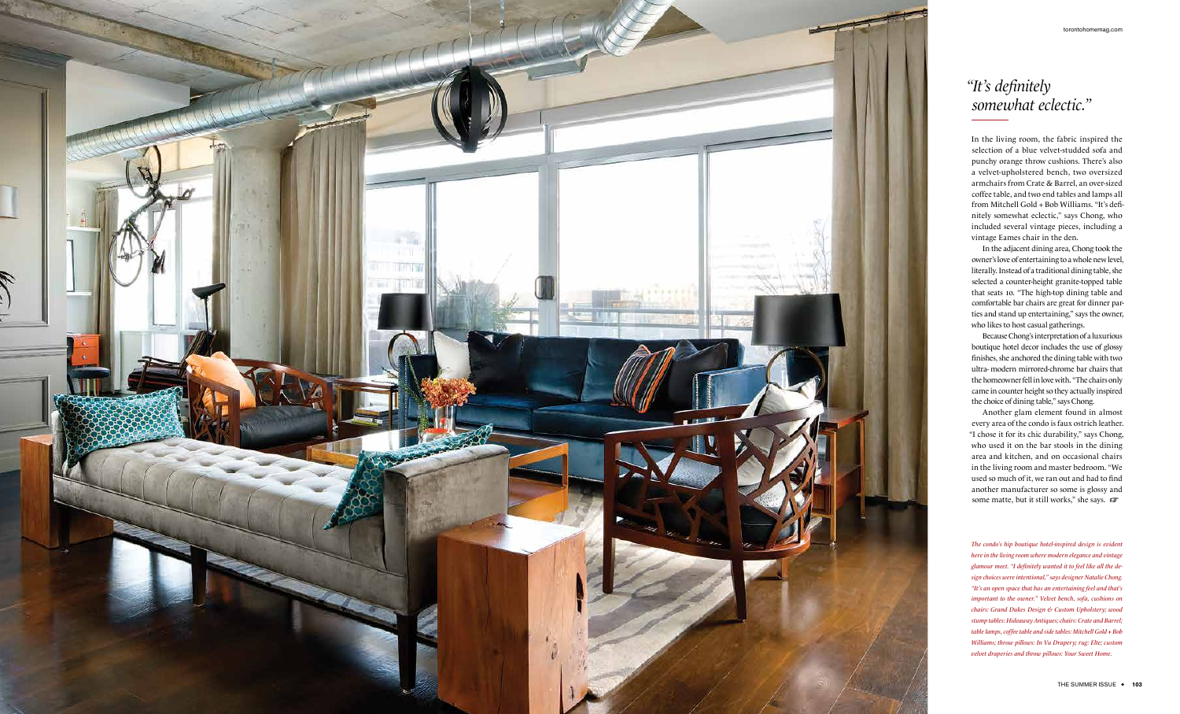# *"It's definitely somewhat eclectic."*

In the living room, the fabric inspired the selection of a blue velvet-studded sofa and punchy orange throw cushions. There's also a velvet-upholstered bench, two oversized armchairs from Crate & Barrel, an over-sized coffee table, and two end tables and lamps all from Mitchell Gold + Bob Williams. "It's definitely somewhat eclectic," says Chong, who included several vintage pieces, including a vintage Eames chair in the den.

In the adjacent dining area, Chong took the owner's love of entertaining to a whole new level, literally. Instead of a traditional dining table, she selected a counter-height granite-topped table that seats 10. "The high-top dining table and comfortable bar chairs are great for dinner parties and stand up entertaining," says the owner, who likes to host casual gatherings.

Because Chong's interpretation of a luxurious boutique hotel decor includes the use of glossy finishes, she anchored the dining table with two ultra- modern mirrored-chrome bar chairs that the homeowner fell in love with. "The chairs only came in counter height so they actually inspired the choice of dining table," says Chong.

Another glam element found in almost every area of the condo is faux ostrich leather. "I chose it for its chic durability," says Chong, who used it on the bar stools in the dining area and kitchen, and on occasional chairs in the living room and master bedroom. "We used so much of it, we ran out and had to find another manufacturer so some is glossy and some matte, but it still works," she says. ☞

*The condo's hip boutique hotel-inspired design is evident here in the living room where modern elegance and vintage glamour meet. "I definitely wanted it to feel like all the design choices were intentional," says designer Natalie Chong. "It's an open space that has an entertaining feel and that's important to the owner." Velvet bench, sofa, cushions on chairs: Grand Dukes Design & Custom Upholstery; wood stump tables: Hideaway Antiques; chairs: Crate and Barrel; table lamps, coffee table and side tables: Mitchell Gold + Bob Williams; throw pillows: In Vu Drapery; rug: Elte; custom velvet draperies and throw pillows: Your Sweet Home.*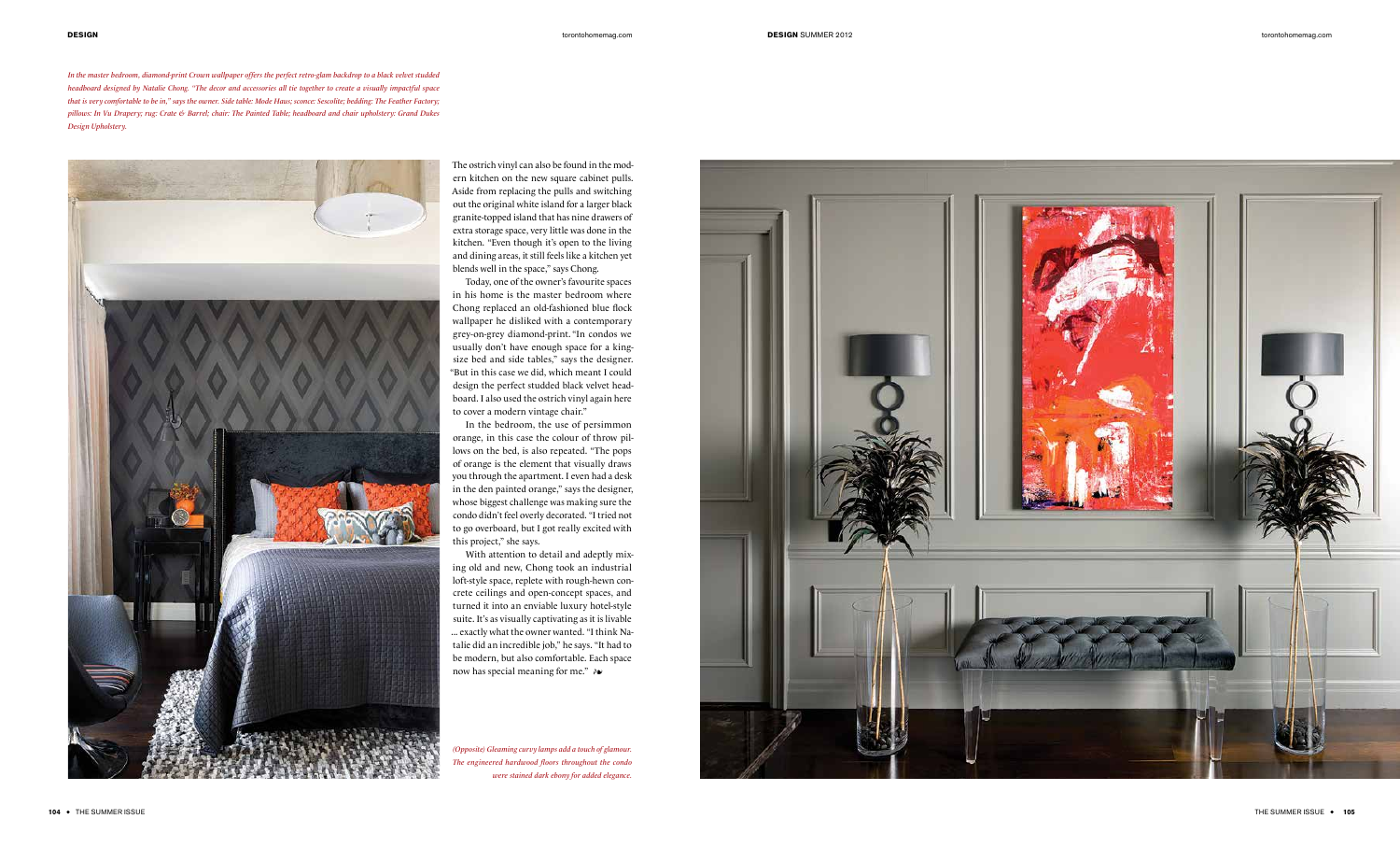*In the master bedroom, diamond-print Crown wallpaper offers the perfect retro-glam backdrop to a black velvet studded headboard designed by Natalie Chong. "The decor and accessories all tie together to create a visually impactful space that is very comfortable to be in," says the owner. Side table: Mode Haus; sconce: Sescolite; bedding: The Feather Factory; pillows: In Vu Drapery; rug: Crate & Barrel; chair: The Painted Table; headboard and chair upholstery: Grand Dukes Design Upholstery.*

The ostrich vinyl can also be found in the modern kitchen on the new square cabinet pulls. Aside from replacing the pulls and switching out the original white island for a larger black granite-topped island that has nine drawers of extra storage space, very little was done in the kitchen. "Even though it's open to the living and dining areas, it still feels like a kitchen yet blends well in the space," says Chong.

Today, one of the owner's favourite spaces in his home is the master bedroom where Chong replaced an old-fashioned blue flock wallpaper he disliked with a contemporary grey-on-grey diamond-print. "In condos we usually don't have enough space for a king-size bed and side tables," says the designer. "But in this case we did, which meant I could design the perfect studded black velvet headboard. I also used the ostrich vinyl again here to cover a modern vintage chair."

In the bedroom, the use of persimmon orange, in this case the colour of throw pillows on the bed, is also repeated. "The pops of orange is the element that visually draws you through the apartment. I even had a desk in the den painted orange," says the designer, whose biggest challenge was making sure the condo didn't feel overly decorated. "I tried not to go overboard, but I got really excited with this project," she says.

With attention to detail and adeptly mixing old and new, Chong took an industrial loft-style space, replete with rough-hewn concrete ceilings and open-concept spaces, and turned it into an enviable luxury hotel-style suite. It's as visually captivating as it is livable ... exactly what the owner wanted. "I think Natalie did an incredible job," he says. "It had to be modern, but also comfortable. Each space now has special meaning for me."

*(Opposite) Gleaming curvy lamps add a touch of glamour. The engineered hardwood floors throughout the condo were stained dark ebony for added elegance.*